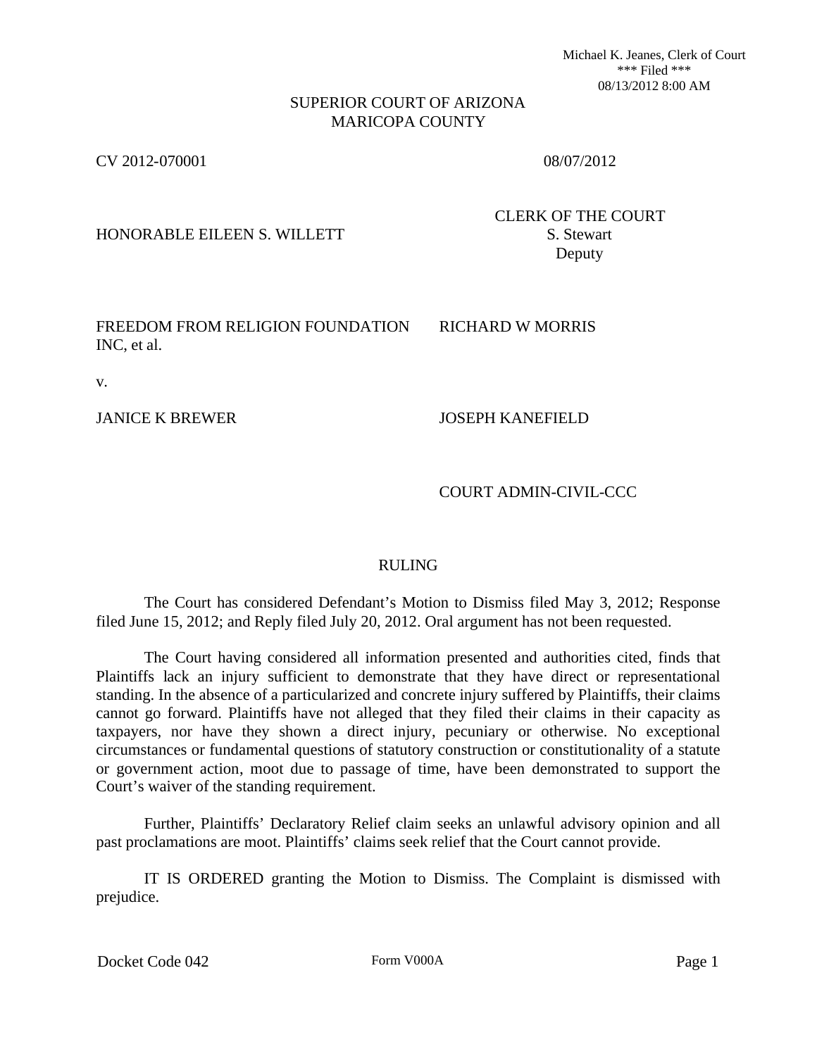Michael K. Jeanes, Clerk of Court
*** Filed ***
08/13/2012 8:00 AM

SUPERIOR COURT OF ARIZONA
MARICOPA COUNTY

CV 2012-070001 08/07/2012

HONORABLE EILEEN S. WILLETT

CLERK OF THE COURT
S. Stewart
Deputy

FREEDOM FROM RELIGION FOUNDATION INC, et al. RICHARD W MORRIS

v.

JANICE K BREWER JOSEPH KANEFIELD

COURT ADMIN-CIVIL-CCC

## RULING

The Court has considered Defendant's Motion to Dismiss filed May 3, 2012; Response filed June 15, 2012; and Reply filed July 20, 2012. Oral argument has not been requested.

The Court having considered all information presented and authorities cited, finds that Plaintiffs lack an injury sufficient to demonstrate that they have direct or representational standing. In the absence of a particularized and concrete injury suffered by Plaintiffs, their claims cannot go forward. Plaintiffs have not alleged that they filed their claims in their capacity as taxpayers, nor have they shown a direct injury, pecuniary or otherwise. No exceptional circumstances or fundamental questions of statutory construction or constitutionality of a statute or government action, moot due to passage of time, have been demonstrated to support the Court's waiver of the standing requirement.

Further, Plaintiffs' Declaratory Relief claim seeks an unlawful advisory opinion and all past proclamations are moot. Plaintiffs' claims seek relief that the Court cannot provide.

IT IS ORDERED granting the Motion to Dismiss. The Complaint is dismissed with prejudice.

Docket Code 042 Form V000A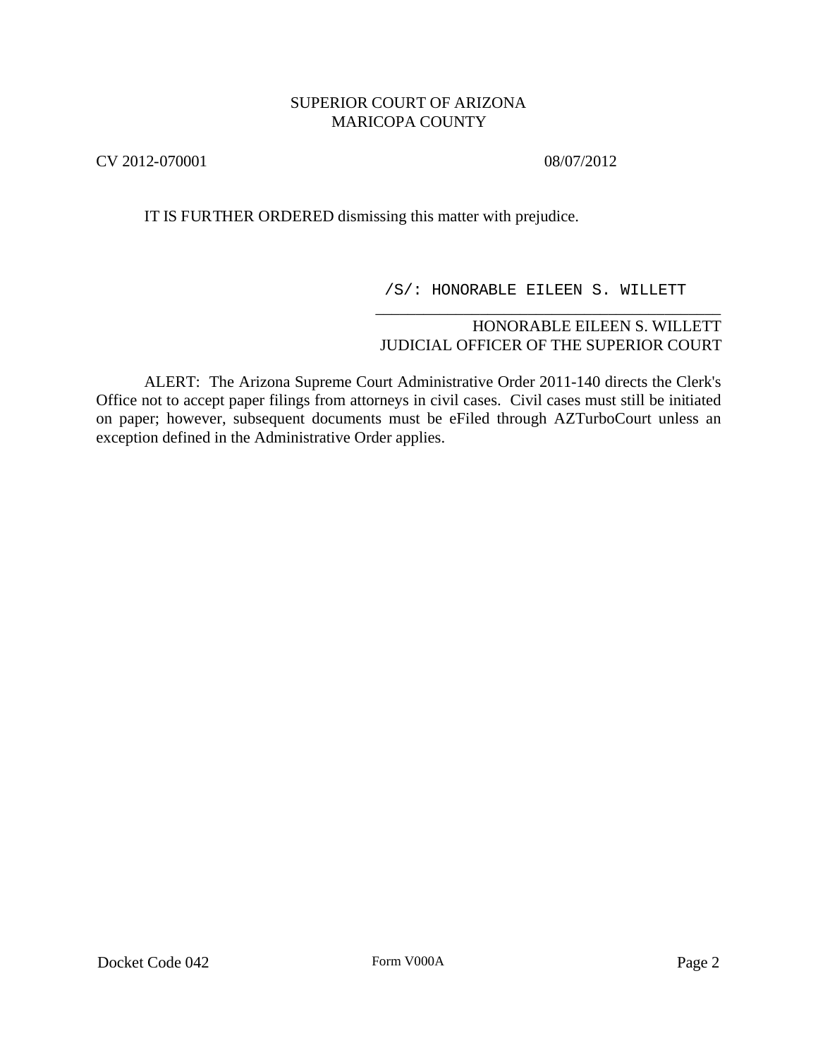IT IS FURTHER ORDERED dismissing this matter with prejudice.

/S/: HONORABLE EILEEN S. WILLETT

HONORABLE EILEEN S. WILLETT
JUDICIAL OFFICER OF THE SUPERIOR COURT

ALERT: The Arizona Supreme Court Administrative Order 2011-140 directs the Clerk's Office not to accept paper filings from attorneys in civil cases. Civil cases must still be initiated on paper; however, subsequent documents must be eFiled through AZTurboCourt unless an exception defined in the Administrative Order applies.